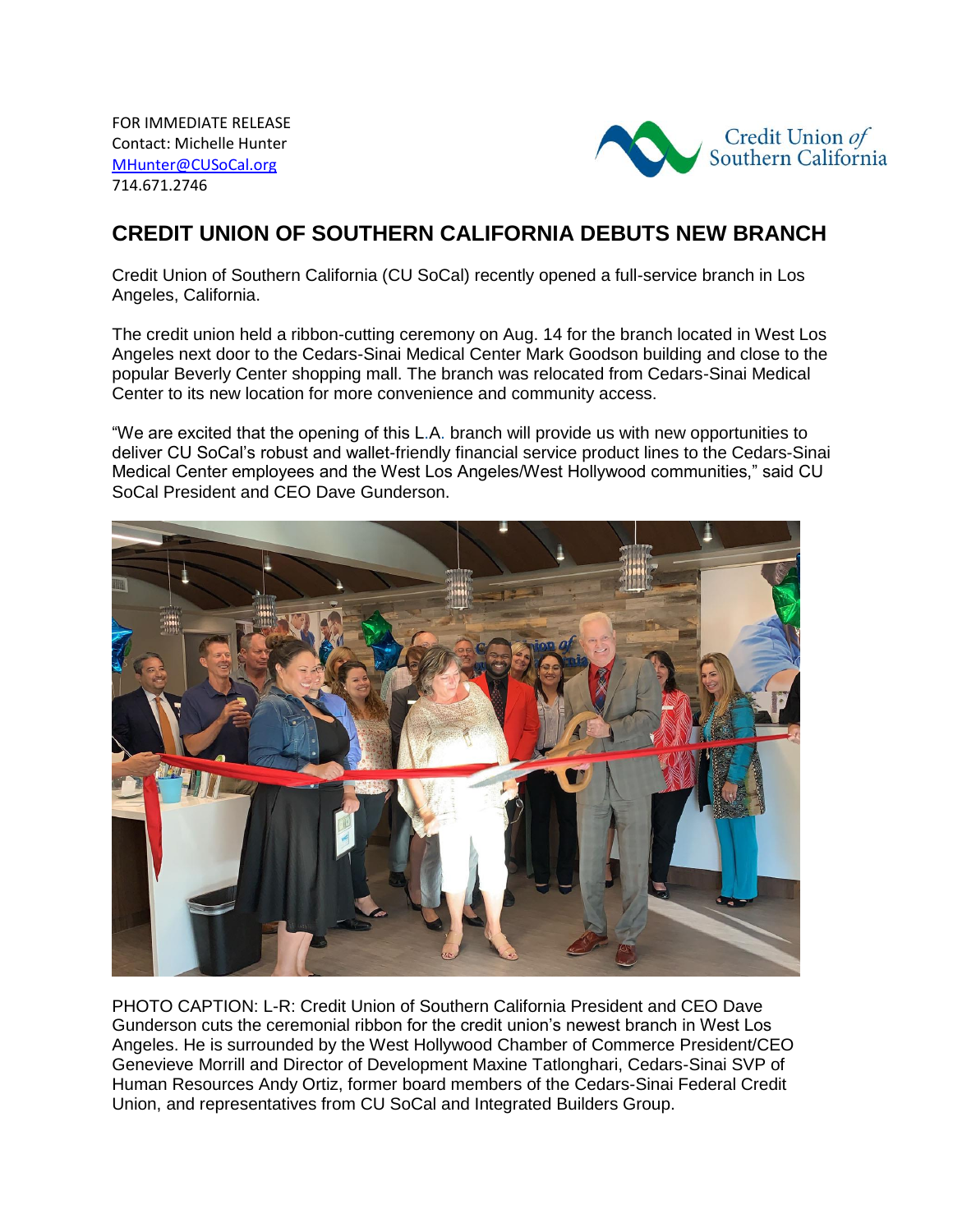FOR IMMEDIATE RELEASE
Contact: Michelle Hunter
MHunter@CUSoCal.org
714.671.2746

Credit Union *of* Southern California

# CREDIT UNION OF SOUTHERN CALIFORNIA DEBUTS NEW BRANCH

Credit Union of Southern California (CU SoCal) recently opened a full-service branch in Los Angeles, California.

The credit union held a ribbon-cutting ceremony on Aug. 14 for the branch located in West Los Angeles next door to the Cedars-Sinai Medical Center Mark Goodson building and close to the popular Beverly Center shopping mall. The branch was relocated from Cedars-Sinai Medical Center to its new location for more convenience and community access.

"We are excited that the opening of this L.A. branch will provide us with new opportunities to deliver CU SoCal's robust and wallet-friendly financial service product lines to the Cedars-Sinai Medical Center employees and the West Los Angeles/West Hollywood communities," said CU SoCal President and CEO Dave Gunderson.

PHOTO CAPTION: L-R: Credit Union of Southern California President and CEO Dave Gunderson cuts the ceremonial ribbon for the credit union's newest branch in West Los Angeles. He is surrounded by the West Hollywood Chamber of Commerce President/CEO Genevieve Morrill and Director of Development Maxine Tatlonghari, Cedars-Sinai SVP of Human Resources Andy Ortiz, former board members of the Cedars-Sinai Federal Credit Union, and representatives from CU SoCal and Integrated Builders Group.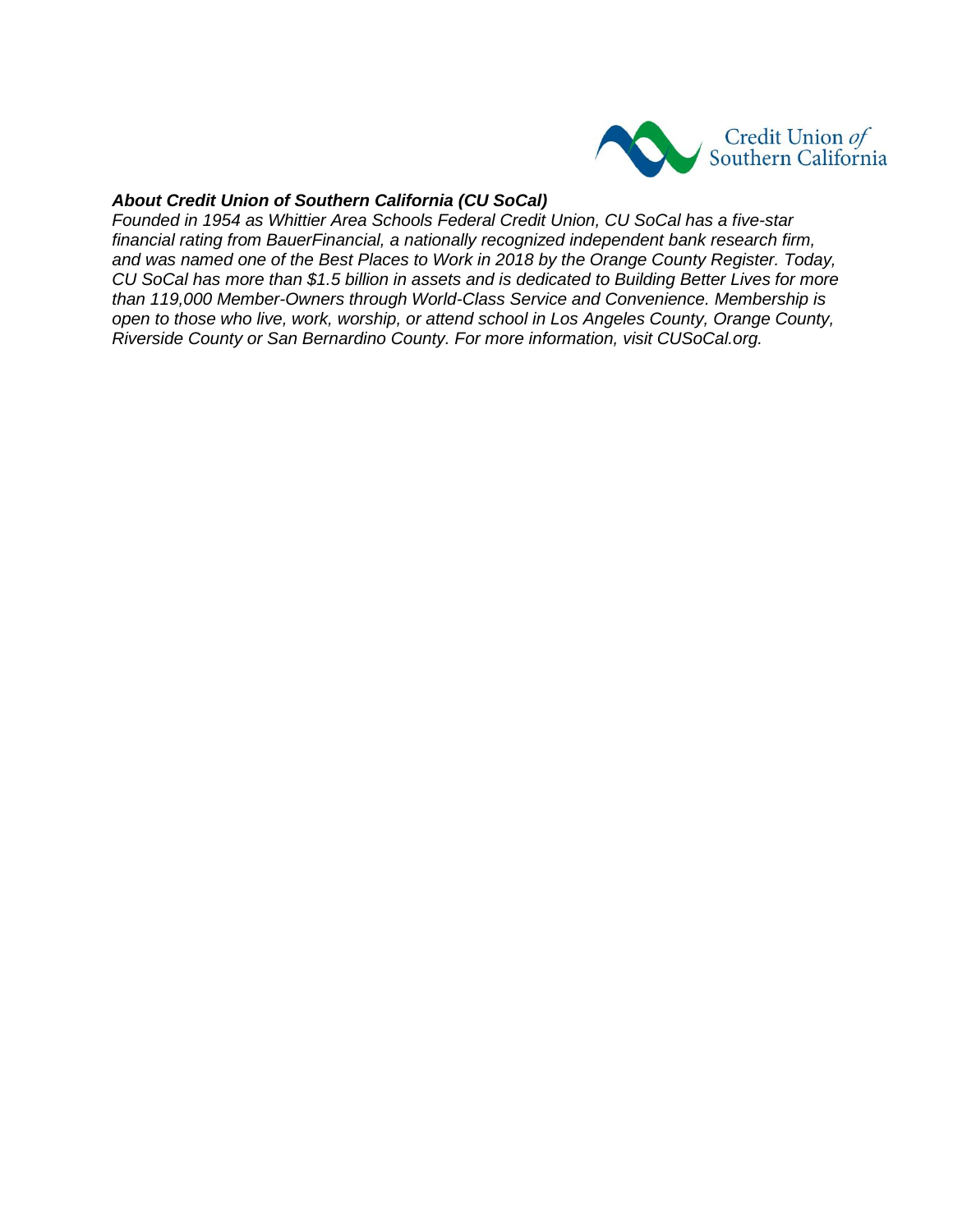***About Credit Union of Southern California (CU SoCal)***

*Founded in 1954 as Whittier Area Schools Federal Credit Union, CU SoCal has a five-star financial rating from BauerFinancial, a nationally recognized independent bank research firm, and was named one of the Best Places to Work in 2018 by the Orange County Register. Today, CU SoCal has more than $1.5 billion in assets and is dedicated to Building Better Lives for more than 119,000 Member-Owners through World-Class Service and Convenience. Membership is open to those who live, work, worship, or attend school in Los Angeles County, Orange County, Riverside County or San Bernardino County. For more information, visit CUSoCal.org.*